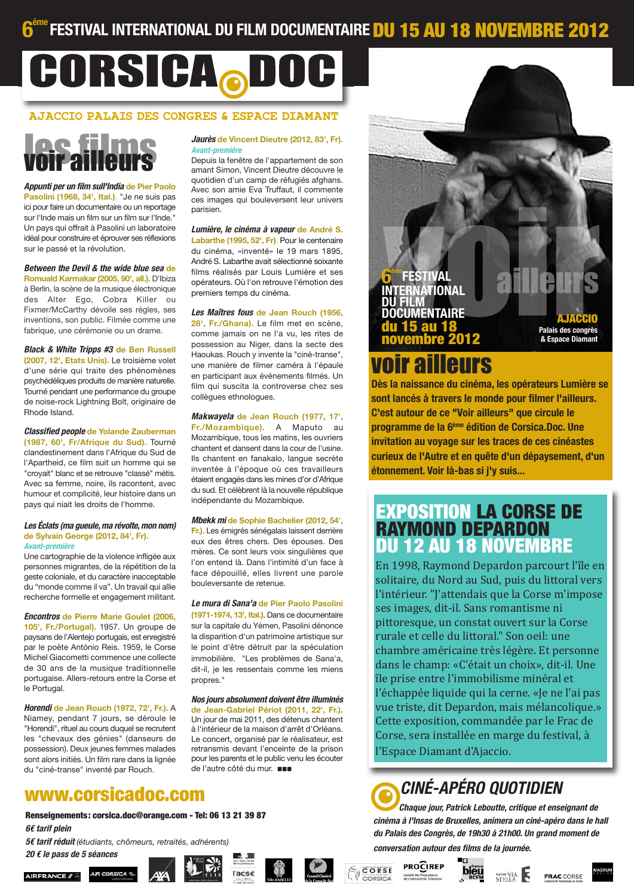# 6ème FESTIVAL INTERNATIONAL DU FILM DOCUMENTAIRE DU 15 AU 18 NOVEMBRE 2012

# CORSICA.DOC

**AJACCIO PALAIS DES CONGRES & ESPACE DIAMANT**

## les films voir ailleurs

***Appunti per un film sull'India*** **de Pier Paolo Pasolini (1968, 34', Ital.).** "Je ne suis pas ici pour faire un documentaire ou un reportage sur l'Inde mais un film sur l'Inde." Un pays qui offrait à Pasolini un laboratoire idéal pour construire et éprouver ses réflexions sur le passé et la révolution.

***Between the Devil & the wide blue sea*** **de Romuald Karmakar (2005, 90', all.).** D'Ibiza à Berlin, la scène de la musique électronique des Alter Ego, Cobra Killer ou Fixmer/McCarthy dévoile ses règles, ses inventions, son public. Filmée comme une fabrique, une cérémonie ou un drame.

***Black & White Tripps #3*** **de Ben Russell (2007, 12', Etats Unis).** Le troisième volet d'une série qui traite des phénomènes psychédéliques produits de manière naturelle. Tourné pendant une performance du groupe de noise-rock Lightning Bolt, originaire de Rhode Island.

***Classified people*** **de Yolande Zauberman (1987, 60', Fr/Afrique du Sud).** Tourné clandestinement dans l'Afrique du Sud de l'Apartheid, ce film suit un homme qui se "croyait" blanc et se retrouve "classé" métis. Avec sa femme, noire, ils racontent, avec humour et complicité, leur histoire dans un pays qui niait les droits de l'homme.

***Les Éclats (ma gueule, ma révolte, mon nom)*** **de Sylvain George (2012, 84', Fr).**
*Avant-première*
Une cartographie de la violence infligée aux personnes migrantes, de la répétition de la geste coloniale, et du caractère inacceptable du "monde comme il va". Un travail qui allie recherche formelle et engagement militant.

***Encontros*** **de Pierre Marie Goulet (2006, 105', Fr./Portugal).** 1957. Un groupe de paysans de l'Alentejo portugais, est enregistré par le poète António Reis. 1959, le Corse Michel Giacometti commence une collecte de 30 ans de la musique traditionnelle portugaise. Allers-retours entre la Corse et le Portugal.

***Horendi*** **de Jean Rouch (1972, 72', Fr.).** A Niamey, pendant 7 jours, se déroule le "Horendi", rituel au cours duquel se recrutent les "chevaux des génies" (danseurs de possession). Deux jeunes femmes malades sont alors initiées. Un film rare dans la lignée du "ciné-transe" inventé par Rouch.

***Jaurès*** **de Vincent Dieutre (2012, 83', Fr).**
*Avant-première*
Depuis la fenêtre de l'appartement de son amant Simon, Vincent Dieutre découvre le quotidien d'un camp de réfugiés afghans. Avec son amie Eva Truffaut, il commente ces images qui bouleversent leur univers parisien.

***Lumière, le cinéma à vapeur*** **de André S. Labarthe (1995, 52', Fr).** Pour le centenaire du cinéma, «inventé» le 19 mars 1895, André S. Labarthe avait sélectionné soixante films réalisés par Louis Lumière et ses opérateurs. Où l'on retrouve l'émotion des premiers temps du cinéma.

***Les Maîtres fous*** **de Jean Rouch (1956, 28', Fr./Ghana).** Le film met en scène, comme jamais on ne l'a vu, les rites de possession au Niger, dans la secte des Haoukas. Rouch y invente la "ciné-transe", une manière de filmer caméra à l'épaule en participant aux événements filmés. Un film qui suscita la controverse chez ses collègues ethnologues.

***Makwayela*** **de Jean Rouch (1977, 17', Fr./Mozambique).** A Maputo au Mozambique, tous les matins, les ouvriers chantent et dansent dans la cour de l'usine. Ils chantent en fanakalo, langue secrète inventée à l'époque où ces travailleurs étaient engagés dans les mines d'or d'Afrique du sud. Et célèbrent là la nouvelle république indépendante du Mozambique.

***Mbekk mi*** **de Sophie Bachelier (2012, 54', Fr.).** Les émigrés sénégalais laissent derrière eux des êtres chers. Des épouses. Des mères. Ce sont leurs voix singulières que l'on entend là. Dans l'intimité d'un face à face dépouillé, elles livrent une parole bouleversante de retenue.

***Le mura di Sana'a*** **de Pier Paolo Pasolini (1971-1974, 13', Ital.).** Dans ce documentaire sur la capitale du Yémen, Pasolini dénonce la disparition d'un patrimoine artistique sur le point d'être détruit par la spéculation immobilière. "Les problèmes de Sana'a, dit-il, je les ressentais comme les miens propres."

***Nos jours absolument doivent être illuminés*** **de Jean-Gabriel Périot (2011, 22', Fr.).** Un jour de mai 2011, des détenus chantent à l'intérieur de la maison d'arrêt d'Orléans. Le concert, organisé par le réalisateur, est retransmis devant l'enceinte de la prison pour les parents et le public venu les écouter de l'autre côté du mur. ■■■

6ème FESTIVAL INTERNATIONAL DU FILM DOCUMENTAIRE du 15 au 18 novembre 2012

voir ailleurs

AJACCIO
Palais des congrès & Espace Diamant

## voir ailleurs

**Dès la naissance du cinéma, les opérateurs Lumière se sont lancés à travers le monde pour filmer l'ailleurs. C'est autour de ce "Voir ailleurs" que circule le programme de la 6ème édition de Corsica.Doc. Une invitation au voyage sur les traces de ces cinéastes curieux de l'Autre et en quête d'un dépaysement, d'un étonnement. Voir là-bas si j'y suis...**

## EXPOSITION LA CORSE DE RAYMOND DEPARDON DU 12 AU 18 NOVEMBRE

En 1998, Raymond Depardon parcourt l'île en solitaire, du Nord au Sud, puis du littoral vers l'intérieur. "J'attendais que la Corse m'impose ses images, dit-il. Sans romantisme ni pittoresque, un constat ouvert sur la Corse rurale et celle du littoral." Son oeil: une chambre américaine très légère. Et personne dans le champ: «C'était un choix», dit-il. Une île prise entre l'immobilisme minéral et l'échappée liquide qui la cerne. «Je ne l'ai pas vue triste, dit Depardon, mais mélancolique.» Cette exposition, commandée par le Frac de Corse, sera installée en marge du festival, à l'Espace Diamant d'Ajaccio.

## CINÉ-APÉRO QUOTIDIEN

***Chaque jour, Patrick Leboutte, critique et enseignant de cinéma à l'Insas de Bruxelles, animera un ciné-apéro dans le hall du Palais des Congrès, de 19h30 à 21h00. Un grand moment de conversation autour des films de la journée.***

## www.corsicadoc.com

**Renseignements: corsica.doc@orange.com - Tel: 06 13 21 39 87**

***6€ tarif plein***

***5€ tarif réduit*** *(étudiants, chômeurs, retraités, adhérents)*

***20 € le pass de 5 séances***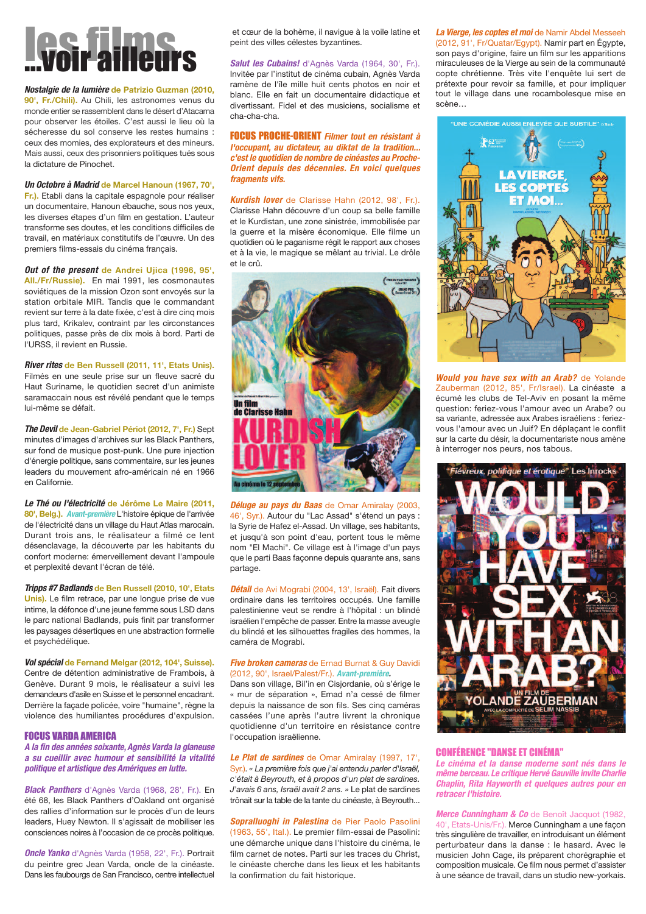# les films ...voir ailleurs

***Nostalgie de la lumière*** de Patrizio Guzman (2010, 90', Fr./Chili). Au Chili, les astronomes venus du monde entier se rassemblent dans le désert d'Atacama pour observer les étoiles. C'est aussi le lieu où la sécheresse du sol conserve les restes humains : ceux des momies, des explorateurs et des mineurs. Mais aussi, ceux des prisonniers politiques tués sous la dictature de Pinochet.

***Un Octobre à Madrid*** de Marcel Hanoun (1967, 70', Fr.). Etabli dans la capitale espagnole pour réaliser un documentaire, Hanoun ébauche, sous nos yeux, les diverses étapes d'un film en gestation. L'auteur transforme ses doutes, et les conditions difficiles de travail, en matériaux constitutifs de l'œuvre. Un des premiers films-essais du cinéma français.

***Out of the present*** de Andrei Ujica (1996, 95', All./Fr/Russie). En mai 1991, les cosmonautes soviétiques de la mission Ozon sont envoyés sur la station orbitale MIR. Tandis que le commandant revient sur terre à la date fixée, c'est à dire cinq mois plus tard, Krikalev, contraint par les circonstances politiques, passe près de dix mois à bord. Parti de l'URSS, il revient en Russie.

***River rites*** de Ben Russell (2011, 11', Etats Unis). Filmés en une seule prise sur un fleuve sacré du Haut Suriname, le quotidien secret d'un animiste saramaccain nous est révélé pendant que le temps lui-même se défait.

***The Devil*** de Jean-Gabriel Périot (2012, 7', Fr.) Sept minutes d'images d'archives sur les Black Panthers, sur fond de musique post-punk. Une pure injection d'énergie politique, sans commentaire, sur les jeunes leaders du mouvement afro-américain né en 1966 en Californie.

***Le Thé ou l'électricité*** de Jérôme Le Maire (2011, 80', Belg.). *Avant-première* L'histoire épique de l'arrivée de l'électricité dans un village du Haut Atlas marocain. Durant trois ans, le réalisateur a filmé ce lent désenclavage, la découverte par les habitants du confort moderne: émerveillement devant l'ampoule et perplexité devant l'écran de télé.

***Tripps #7 Badlands*** de Ben Russell (2010, 10', Etats Unis). Le film retrace, par une longue prise de vue intime, la défonce d'une jeune femme sous LSD dans le parc national Badlands, puis finit par transformer les paysages désertiques en une abstraction formelle et psychédélique.

***Vol spécial*** de Fernand Melgar (2012, 104', Suisse). Centre de détention administrative de Frambois, à Genève. Durant 9 mois, le réalisateur a suivi les demandeurs d'asile en Suisse et le personnel encadrant. Derrière la façade policée, voire "humaine", règne la violence des humiliantes procédures d'expulsion.

## FOCUS VARDA AMERICA

***A la fin des années soixante, Agnès Varda la glaneuse a su cueillir avec humour et sensibilité la vitalité politique et artistique des Amériques en lutte.***

***Black Panthers*** d'Agnès Varda (1968, 28', Fr.). En été 68, les Black Panthers d'Oakland ont organisé des rallies d'information sur le procès d'un de leurs leaders, Huey Newton. Il s'agissait de mobiliser les consciences noires à l'occasion de ce procès politique.

***Oncle Yanko*** d'Agnès Varda (1958, 22', Fr.). Portrait du peintre grec Jean Varda, oncle de la cinéaste. Dans les faubourgs de San Francisco, centre intellectuel et cœur de la bohème, il navigue à la voile latine et peint des villes célestes byzantines.

***Salut les Cubains!*** d'Agnès Varda (1964, 30', Fr.). Invitée par l'institut de cinéma cubain, Agnès Varda ramène de l'île mille huit cents photos en noir et blanc. Elle en fait un documentaire didactique et divertissant. Fidel et des musiciens, socialisme et cha-cha-cha.

## FOCUS PROCHE-ORIENT

***Filmer tout en résistant à l'occupant, au dictateur, au diktat de la tradition... c'est le quotidien de nombre de cinéastes au Proche-Orient depuis des décennies. En voici quelques fragments vifs.***

***Kurdish lover*** de Clarisse Hahn (2012, 98', Fr.). Clarisse Hahn découvre d'un coup sa belle famille et le Kurdistan, une zone sinistrée, immobilisée par la guerre et la misère économique. Elle filme un quotidien où le paganisme régit le rapport aux choses et à la vie, le magique se mêlant au trivial. Le drôle et le crû.

***Déluge au pays du Baas*** de Omar Amiralay (2003, 46', Syr.). Autour du "Lac Assad" s'étend un pays : la Syrie de Hafez el-Assad. Un village, ses habitants, et jusqu'à son point d'eau, portent tous le même nom "El Machi". Ce village est à l'image d'un pays que le parti Baas façonne depuis quarante ans, sans partage.

***Détail*** de Avi Mograbi (2004, 13', Israël). Fait divers ordinaire dans les territoires occupés. Une famille palestinienne veut se rendre à l'hôpital : un blindé israélien l'empêche de passer. Entre la masse aveugle du blindé et les silhouettes fragiles des hommes, la caméra de Mograbi.

***Five broken cameras*** de Ernad Burnat & Guy Davidi (2012, 90', Israel/Palest/Fr.). *Avant-première.*
Dans son village, Bil'in en Cisjordanie, où s'érige le « mur de séparation », Emad n'a cessé de filmer depuis la naissance de son fils. Ses cinq caméras cassées l'une après l'autre livrent la chronique quotidienne d'un territoire en résistance contre l'occupation israélienne.

***Le Plat de sardines*** de Omar Amiralay (1997, 17', Syr.). *« La première fois que j'ai entendu parler d'Israël, c'était à Beyrouth, et à propos d'un plat de sardines. J'avais 6 ans, Israël avait 2 ans. »* Le plat de sardines trônait sur la table de la tante du cinéaste, à Beyrouth...

***Sopralluoghi in Palestina*** de Pier Paolo Pasolini (1963, 55', Ital.). Le premier film-essai de Pasolini: une démarche unique dans l'histoire du cinéma, le film carnet de notes. Parti sur les traces du Christ, le cinéaste cherche dans les lieux et les habitants la confirmation du fait historique.

***La Vierge, les coptes et moi*** de Namir Abdel Messeeh (2012, 91', Fr/Quatar/Egypt). Namir part en Égypte, son pays d'origine, faire un film sur les apparitions miraculeuses de la Vierge au sein de la communauté copte chrétienne. Très vite l'enquête lui sert de prétexte pour revoir sa famille, et pour impliquer tout le village dans une rocambolesque mise en scène...

***Would you have sex with an Arab?*** de Yolande Zauberman (2012, 85', Fr/Israel). La cinéaste a écumé les clubs de Tel-Aviv en posant la même question: feriez-vous l'amour avec un Arabe? ou sa variante, adressée aux Arabes israéliens : feriez-vous l'amour avec un Juif? En déplaçant le conflit sur la carte du désir, la documentariste nous amène à interroger nos peurs, nos tabous.

## CONFÉRENCE "DANSE ET CINÉMA"

***Le cinéma et la danse moderne sont nés dans le même berceau. Le critique Hervé Gauville invite Charlie Chaplin, Rita Hayworth et quelques autres pour en retracer l'histoire.***

***Merce Cunningham & Co*** de Benoît Jacquot (1982, 40', Etats-Unis/Fr.). Merce Cunningham a une façon très singulière de travailler, en introduisant un élément perturbateur dans la danse : le hasard. Avec le musicien John Cage, ils préparent chorégraphie et composition musicale. Ce film nous permet d'assister à une séance de travail, dans un studio new-yorkais.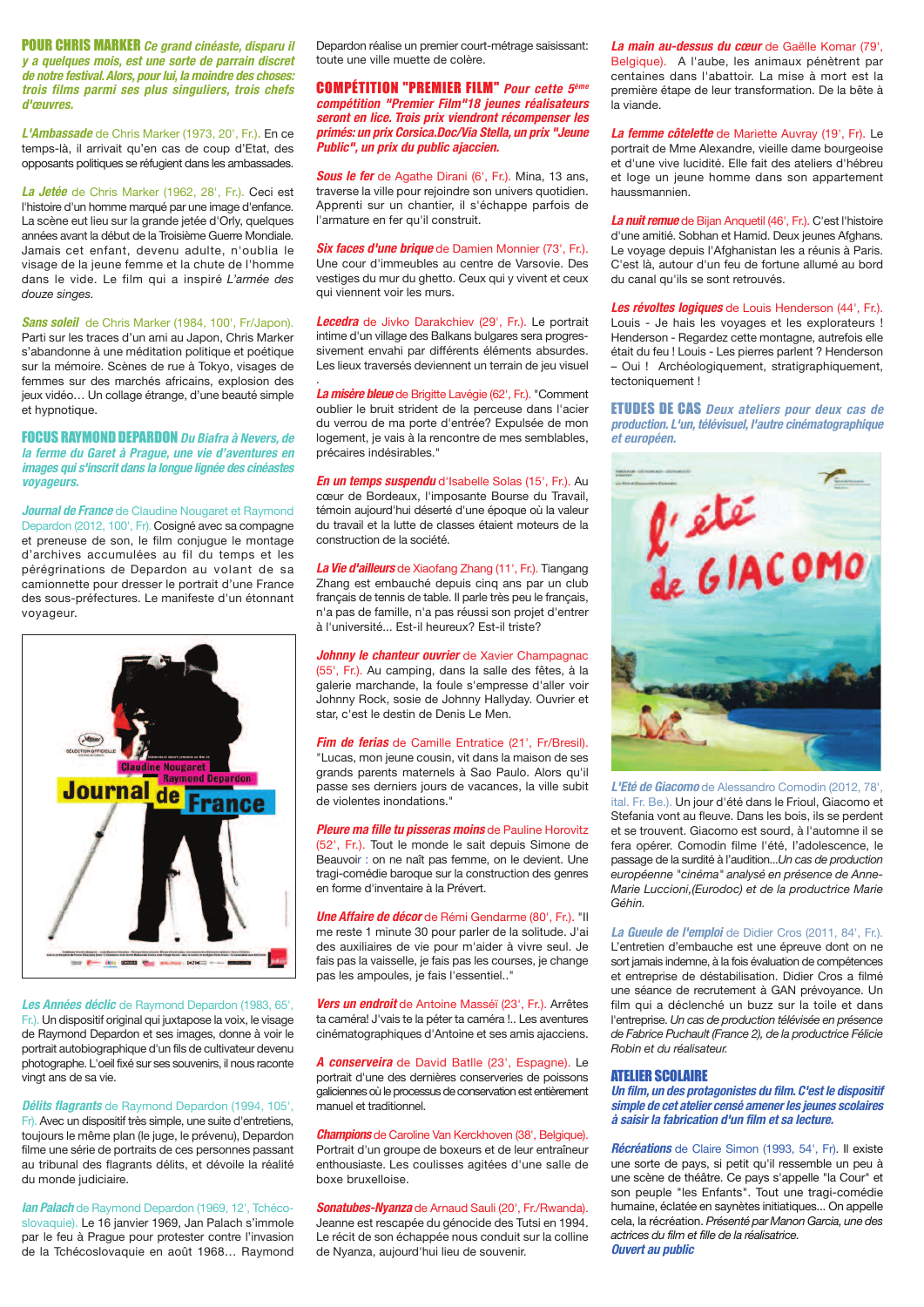## POUR CHRIS MARKER

***Ce grand cinéaste, disparu il y a quelques mois, est une sorte de parrain discret de notre festival. Alors, pour lui, la moindre des choses: trois films parmi ses plus singuliers, trois chefs d'œuvres.***

***L'Ambassade*** de Chris Marker (1973, 20', Fr.). En ce temps-là, il arrivait qu'en cas de coup d'Etat, des opposants politiques se réfugient dans les ambassades.

***La Jetée*** de Chris Marker (1962, 28', Fr.). Ceci est l'histoire d'un homme marqué par une image d'enfance. La scène eut lieu sur la grande jetée d'Orly, quelques années avant la début de la Troisième Guerre Mondiale. Jamais cet enfant, devenu adulte, n'oublia le visage de la jeune femme et la chute de l'homme dans le vide. Le film qui a inspiré *L'armée des douze singes.*

***Sans soleil*** de Chris Marker (1984, 100', Fr/Japon). Parti sur les traces d'un ami au Japon, Chris Marker s'abandonne à une méditation politique et poétique sur la mémoire. Scènes de rue à Tokyo, visages de femmes sur des marchés africains, explosion des jeux vidéo… Un collage étrange, d'une beauté simple et hypnotique.

## FOCUS RAYMOND DEPARDON

***Du Biafra à Nevers, de la ferme du Garet à Prague, une vie d'aventures en images qui s'inscrit dans la longue lignée des cinéastes voyageurs.***

***Journal de France*** de Claudine Nougaret et Raymond Depardon (2012, 100', Fr). Cosigné avec sa compagne et preneuse de son, le film conjugue le montage d'archives accumulées au fil du temps et les pérégrinations de Depardon au volant de sa camionnette pour dresser le portrait d'une France des sous-préfectures. Le manifeste d'un étonnant voyageur.

***Les Années déclic*** de Raymond Depardon (1983, 65', Fr.). Un dispositif original qui juxtapose la voix, le visage de Raymond Depardon et ses images, donne à voir le portrait autobiographique d'un fils de cultivateur devenu photographe. L'oeil fixé sur ses souvenirs, il nous raconte vingt ans de sa vie.

***Délits flagrants*** de Raymond Depardon (1994, 105', Fr). Avec un dispositif très simple, une suite d'entretiens, toujours le même plan (le juge, le prévenu), Depardon filme une série de portraits de ces personnes passant au tribunal des flagrants délits, et dévoile la réalité du monde judiciaire.

***Ian Palach*** de Raymond Depardon (1969, 12', Tchécoslovaquie). Le 16 janvier 1969, Jan Palach s'immole par le feu à Prague pour protester contre l'invasion de la Tchécoslovaquie en août 1968… Raymond Depardon réalise un premier court-métrage saisissant: toute une ville muette de colère.

## COMPÉTITION "PREMIER FILM"

***Pour cette 5ème compétition "Premier Film"18 jeunes réalisateurs seront en lice. Trois prix viendront récompenser les primés: un prix Corsica.Doc/Via Stella, un prix "Jeune Public", un prix du public ajaccien.***

***Sous le fer*** de Agathe Dirani (6', Fr.). Mina, 13 ans, traverse la ville pour rejoindre son univers quotidien. Apprenti sur un chantier, il s'échappe parfois de l'armature en fer qu'il construit.

***Six faces d'une brique*** de Damien Monnier (73', Fr.). Une cour d'immeubles au centre de Varsovie. Des vestiges du mur du ghetto. Ceux qui y vivent et ceux qui viennent voir les murs.

***Lecedra*** de Jivko Darakchiev (29', Fr.). Le portrait intime d'un village des Balkans bulgares sera progressivement envahi par différents éléments absurdes. Les lieux traversés deviennent un terrain de jeu visuel.

***La misère bleue*** de Brigitte Lavégie (62', Fr.). "Comment oublier le bruit strident de la perceuse dans l'acier du verrou de ma porte d'entrée? Expulsée de mon logement, je vais à la rencontre de mes semblables, précaires indésirables."

***En un temps suspendu*** d'Isabelle Solas (15', Fr.). Au cœur de Bordeaux, l'imposante Bourse du Travail, témoin aujourd'hui déserté d'une époque où la valeur du travail et la lutte de classes étaient moteurs de la construction de la société.

***La Vie d'ailleurs*** de Xiaofang Zhang (11', Fr.). Tiangang Zhang est embauché depuis cinq ans par un club français de tennis de table. Il parle très peu le français, n'a pas de famille, n'a pas réussi son projet d'entrer à l'université… Est-il heureux? Est-il triste?

***Johnny le chanteur ouvrier*** de Xavier Champagnac (55', Fr.). Au camping, dans la salle des fêtes, à la galerie marchande, la foule s'empresse d'aller voir Johnny Rock, sosie de Johnny Hallyday. Ouvrier et star, c'est le destin de Denis Le Men.

***Fim de ferias*** de Camille Entratice (21', Fr/Bresil). "Lucas, mon jeune cousin, vit dans la maison de ses grands parents maternels à Sao Paulo. Alors qu'il passe ses derniers jours de vacances, la ville subit de violentes inondations."

***Pleure ma fille tu pisseras moins*** de Pauline Horovitz (52', Fr.). Tout le monde le sait depuis Simone de Beauvoir : on ne naît pas femme, on le devient. Une tragi-comédie baroque sur la construction des genres en forme d'inventaire à la Prévert.

***Une Affaire de décor*** de Rémi Gendarme (80', Fr.). "Il me reste 1 minute 30 pour parler de la solitude. J'ai des auxiliaires de vie pour m'aider à vivre seul. Je fais pas la vaisselle, je fais pas les courses, je change pas les ampoules, je fais l'essentiel.."

***Vers un endroit*** de Antoine Masséï (23', Fr.). Arrêtes ta caméra! J'vais te la péter ta caméra !.. Les aventures cinématographiques d'Antoine et ses amis ajacciens.

***A conserveira*** de David Batlle (23', Espagne). Le portrait d'une des dernières conserveries de poissons galiciennes où le processus de conservation est entièrement manuel et traditionnel.

***Champions*** de Caroline Van Kerckhoven (38', Belgique). Portrait d'une groupe de boxeurs et de leur entraîneur enthousiaste. Les coulisses agitées d'une salle de boxe bruxelloise.

***Sonatubes-Nyanza*** de Arnaud Sauli (20', Fr./Rwanda). Jeanne est rescapée du génocide des Tutsi en 1994. Le récit de son échappée nous conduit sur la colline de Nyanza, aujourd'hui lieu de souvenir.

***La main au-dessus du cœur*** de Gaëlle Komar (79', Belgique). A l'aube, les animaux pénètrent par centaines dans l'abattoir. La mise à mort est la première étape de leur transformation. De la bête à la viande.

***La femme côtelette*** de Mariette Auvray (19', Fr). Le portrait de Mme Alexandre, vieille dame bourgeoise et d'une vive lucidité. Elle fait des ateliers d'hébreu et loge un jeune homme dans son appartement haussmannien.

***La nuit remue*** de Bijan Anquetil (46', Fr.). C'est l'histoire d'une amitié. Sobhan et Hamid. Deux jeunes Afghans. Le voyage depuis l'Afghanistan les a réunis à Paris. C'est là, autour d'un feu de fortune allumé au bord du canal qu'ils se sont retrouvés.

***Les révoltes logiques*** de Louis Henderson (44', Fr.). Louis - Je hais les voyages et les explorateurs ! Henderson - Regardez cette montagne, autrefois elle était du feu ! Louis - Les pierres parlent ? Henderson – Oui ! Archéologiquement, stratigraphiquement, tectoniquement !

## ETUDES DE CAS

***Deux ateliers pour deux cas de production. L'un, télévisuel, l'autre cinématographique et européen.***

***L'Eté de Giacomo*** de Alessandro Comodin (2012, 78', ital. Fr. Be.). Un jour d'été dans le Frioul, Giacomo et Stefania vont au fleuve. Dans les bois, ils se perdent et se trouvent. Giacomo est sourd, à l'automne il se fera opérer. Comodin filme l'été, l'adolescence, le passage de la surdité à l'audition...*Un cas de production européenne "cinéma" analysé en présence de Anne-Marie Luccioni,(Eurodoc) et de la productrice Marie Géhin.*

***La Gueule de l'emploi*** de Didier Cros (2011, 84', Fr.). L'entretien d'embauche est une épreuve dont on ne sort jamais indemne, à la fois évaluation de compétences et entreprise de déstabilisation. Didier Cros a filmé une séance de recrutement à GAN prévoyance. Un film qui a déclenché un buzz sur la toile et dans l'entreprise. *Un cas de production télévisée en présence de Fabrice Puchault (France 2), de la productrice Félicie Robin et du réalisateur.*

## ATELIER SCOLAIRE

***Un film, un des protagonistes du film. C'est le dispositif simple de cet atelier censé amener les jeunes scolaires à saisir la fabrication d'un film et sa lecture.***

***Récréations*** de Claire Simon (1993, 54', Fr). Il existe une sorte de pays, si petit qu'il ressemble un peu à une scène de théâtre. Ce pays s'appelle "la Cour" et son peuple "les Enfants". Tout une tragi-comédie humaine, éclatée en saynètes initiatiques... On appelle cela, la récréation. *Présenté par Manon Garcia, une des actrices du film et fille de la réalisatrice.*

***Ouvert au public***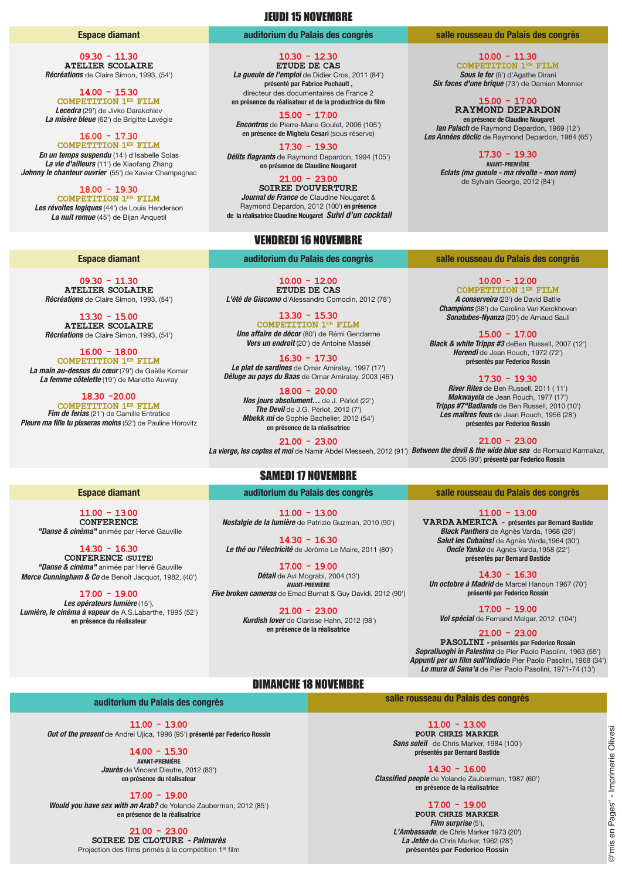# JEUDI 15 NOVEMBRE

## Espace diamant

**09.30 - 11.30**
**ATELIER SCOLAIRE**
***Récréations*** de Claire Simon, 1993, (54')

**14.00 - 15.30**
**COMPETITION 1ER FILM**
***Lecedra*** (29') de Jivko Darakchiev
***La misère bleue*** (62') de Brigitte Lavégie

**16.00 - 17.30**
**COMPETITION 1ER FILM**
***En un temps suspendu*** (14') d'Isabelle Solas
***La vie d'ailleurs*** (11') de Xiaofang Zhang
***Johnny le chanteur ouvrier*** (55') de Xavier Champagnac

**18.00 - 19.30**
**COMPETITION 1ER FILM**
***Les révoltes logiques*** (44') de Louis Henderson
***La nuit remue*** (45') de Bijan Anquetil

## auditorium du Palais des congrès

**10.30 - 12.30**
**ETUDE DE CAS**
***La gueule de l'emploi*** de Didier Cros, 2011 (84')
**présenté par Fabrice Puchault ,**
directeur des documentaires de France 2
**en présence du réalisateur et de la productrice du film**

**15.00 - 17.00**
***Encontros*** de Pierre-Marie Goulet, 2006 (105')
**en présence de Mighela Cesari** (sous réserve)

**17.30 - 19.30**
***Délits flagrants*** de Raymond Depardon, 1994 (105')
**en présence de Claudine Nougaret**

**21.00 - 23.00**
**SOIREE D'OUVERTURE**
***Journal de France*** de Claudine Nougaret & Raymond Depardon, 2012 (100') **en présence de la réalisatrice Claudine Nougaret** ***Suivi d'un cocktail***

## salle rousseau du Palais des congrès

**10.00 - 11.30**
**COMPETITION 1ER FILM**
***Sous le fer*** (6') d'Agathe Dirani
***Six faces d'une brique*** (73') de Damien Monnier

**15.00 - 17.00**
**RAYMOND DEPARDON**
**en présence de Claudine Nougaret**
***Ian Palach*** de Raymond Depardon, 1969 (12')
***Les Années déclic*** de Raymond Depardon, 1984 (65')

**17.30 - 19.30**
**AVANT-PREMIÈRE**
***Eclats (ma gueule - ma révolte - mon nom)*** de Sylvain George, 2012 (84')

# VENDREDI 16 NOVEMBRE

## Espace diamant

**09.30 - 11.30**
**ATELIER SCOLAIRE**
***Récréations*** de Claire Simon, 1993, (54')

**13.30 - 15.00**
**ATELIER SCOLAIRE**
***Récréations*** de Claire Simon, 1993, (54')

**16.00 - 18.00**
**COMPETITION 1ER FILM**
***La main au-dessus du cœur*** (79') de Gaëlle Komar
***La femme côtelette*** (19') de Mariette Auvray

**18.30 -20.00**
**COMPETITION 1ER FILM**
***Fim de ferias*** (21') de Camille Entratice
***Pleure ma fille tu pisseras moins*** (52') de Pauline Horovitz

## auditorium du Palais des congrès

**10.00 - 12.00**
**ETUDE DE CAS**
***L'été de Giacomo*** d'Alessandro Comodin, 2012 (78')

**13.30 - 15.30**
**COMPETITION 1ER FILM**
***Une affaire de décor*** (80') de Rémi Gendarme
***Vers un endroit*** (20') de Antoine Masséï

**16.30 - 17.30**
***Le plat de sardines*** de Omar Amiralay, 1997 (17')
***Déluge au pays du Baas*** de Omar Amiralay, 2003 (46')

**18.00 - 20.00**
***Nos jours absolument…*** de J. Périot (22')
***The Devil*** de J.G. Périot, 2012 (7')
***Mbekk mi*** de Sophie Bachelier, 2012 (54')
**en présence de la réalisatrice**

**21.00 - 23.00**
***La vierge, les coptes et moi*** de Namir Abdel Messeeh, 2012 (91')

## salle rousseau du Palais des congrès

**10.00 - 12.00**
**COMPETITION 1ER FILM**
***A conserveira*** (23') de David Batlle
***Champions*** (38') de Caroline Van Kerckhoven
***Sonatubes-Nyanza*** (20') de Arnaud Sauli

**15.00 - 17.00**
***Black & white Tripps #3*** deBen Russell, 2007 (12')
***Horendi*** de Jean Rouch, 1972 (72')
**présentés par Federico Rossin**

**17.30 - 19.30**
***River Rites*** de Ben Russell, 2011 ( 11')
***Makwayela*** de Jean Rouch, 1977 (17')
***Tripps #7"Badlands*** de Ben Russell, 2010 (10')
***Les maîtres fous*** de Jean Rouch, 1956 (28')
**présentés par Federico Rossin**

**21.00 - 23.00**
***Between the devil & the wide blue sea*** de Romuald Karmakar, 2005 (90') **présenté par Federico Rossin**

# SAMEDI 17 NOVEMBRE

## Espace diamant

**11.00 - 13.00**
**CONFERENCE**
***"Danse & cinéma"*** animée par Hervé Gauville

**14.30 - 16.30**
**CONFERENCE (SUITE)**
***"Danse & cinéma"*** animée par Hervé Gauville
***Merce Cunningham & Co*** de Benoît Jacquot, 1982, (40')

**17.00 - 19.00**
***Les opérateurs lumière*** (15'),
***Lumière, le cinéma à vapeur*** de A.S.Labarthe, 1995 (52')
**en présence du réalisateur**

## auditorium du Palais des congrès

**11.00 - 13.00**
***Nostalgie de la lumière*** de Patrizio Guzman, 2010 (90')

**14.30 - 16.30**
***Le thé ou l'électricité*** de Jérôme Le Maire, 2011 (80')

**17.00 - 19.00**
***Détail*** de Avi Mograbi, 2004 (13')
**AVANT-PREMIÈRE**
***Five broken cameras*** de Emad Burnat & Guy Davidi, 2012 (90')

**21.00 - 23.00**
***Kurdish lover*** de Clarisse Hahn, 2012 (98')
**en présence de la réalisatrice**

## salle rousseau du Palais des congrès

**11.00 - 13.00**
**VARDA AMERICA - présentés par Bernard Bastide**
***Black Panthers*** de Agnès Varda, 1968 (28')
***Salut les Cubains!*** de Agnès Varda,1964 (30')
***Oncle Yanko*** de Agnès Varda,1958 (22')
**présentés par Bernard Bastide**

**14.30 - 16.30**
***Un octobre à Madrid*** de Marcel Hanoun 1967 (70')
**présenté par Federico Rossin**

**17.00 - 19.00**
***Vol spécial*** de Fernand Melgar, 2012 (104')

**21.00 - 23.00**
**PASOLINI - présentés par Federico Rossin**
***Sopralluoghi in Palestina*** de Pier Paolo Pasolini, 1963 (55')
***Appunti per un film sull'India*** de Pier Paolo Pasolini, 1968 (34')
***Le mura di Sana'a*** de Pier Paolo Pasolini, 1971-74 (13')

# DIMANCHE 18 NOVEMBRE

## auditorium du Palais des congrès

**11.00 - 13.00**
***Out of the present*** de Andrei Ujica, 1996 (95') **présenté par Federico Rossin**

**14.00 - 15.30**
**AVANT-PREMIÈRE**
***Jaurès*** de Vincent Dieutre, 2012 (83')
**en présence du réalisateur**

**17.00 - 19.00**
***Would you have sex with an Arab?*** de Yolande Zauberman, 2012 (85')
**en présence de la réalisatrice**

**21.00 - 23.00**
**SOIREE DE CLOTURE** - ***Palmarès***
Projection des films primés à la compétition 1er film

## salle rousseau du Palais des congrès

**11.00 - 13.00**
**POUR CHRIS MARKER**
***Sans soleil*** de Chris Marker, 1984 (100')
**présentés par Bernard Bastide**

**14.30 - 16.00**
***Classified people*** de Yolande Zauberman, 1987 (60')
**en présence de la réalisatrice**

**17.00 - 19.00**
**POUR CHRIS MARKER**
***Film surprise*** (5'),
***L'Ambassade***, de Chris Marker 1973 (20')
***La Jetée*** de Chris Marker, 1962 (28')
**présentés par Federico Rossin**

©"mis en Pages" - Imprimerie Olivesi